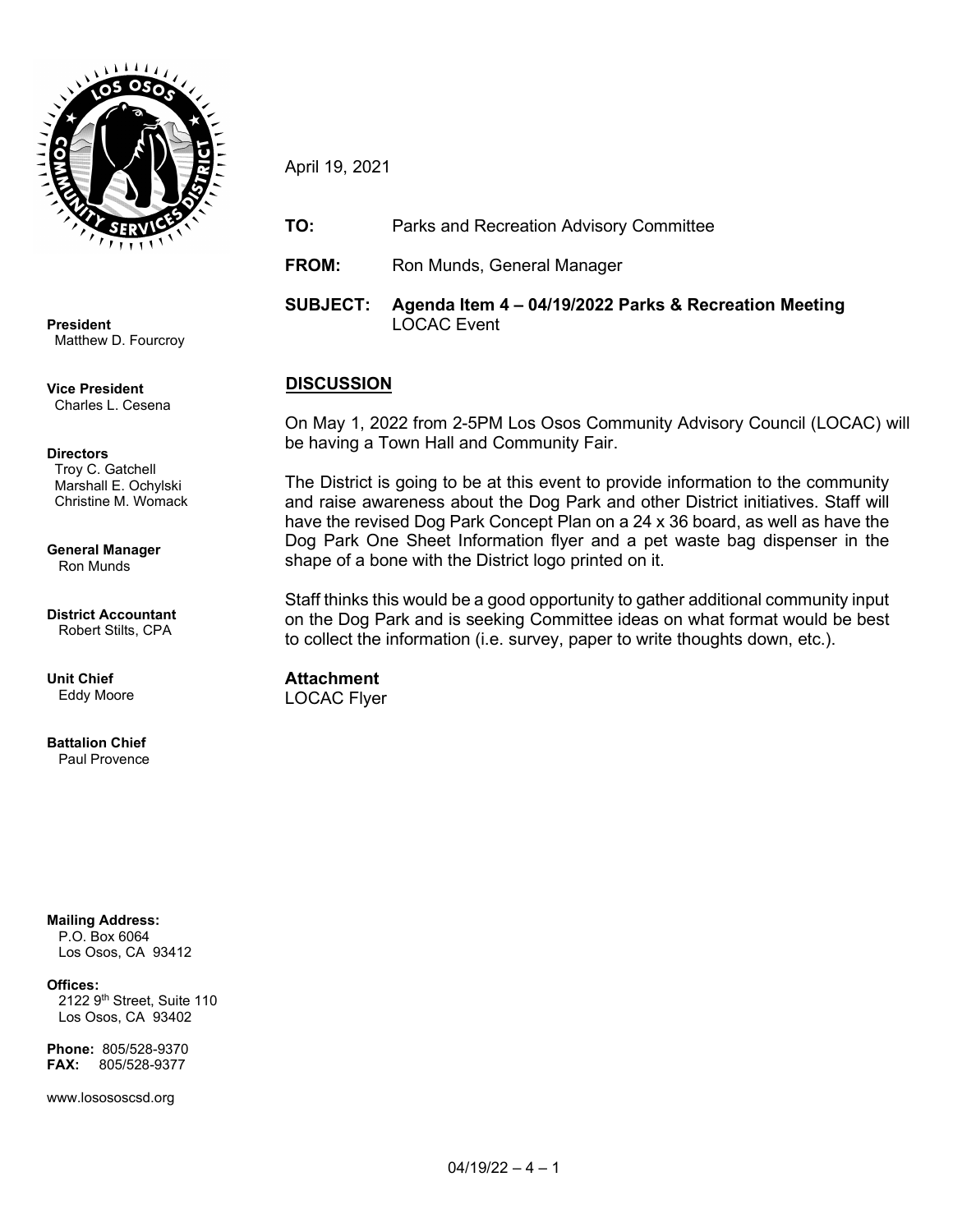**President**
Matthew D. Fourcroy

**Vice President**
Charles L. Cesena

**Directors**
Troy C. Gatchell
Marshall E. Ochylski
Christine M. Womack

**General Manager**
Ron Munds

**District Accountant**
Robert Stilts, CPA

**Unit Chief**
Eddy Moore

**Battalion Chief**
Paul Provence

**Mailing Address:**
P.O. Box 6064
Los Osos, CA 93412

**Offices:**
2122 9th Street, Suite 110
Los Osos, CA 93402

**Phone:** 805/528-9370
**FAX:** 805/528-9377

www.lososocsd.org

---

April 19, 2021

**TO:** Parks and Recreation Advisory Committee

**FROM:** Ron Munds, General Manager

**SUBJECT:** **Agenda Item 4 – 04/19/2022 Parks & Recreation Meeting**
LOCAC Event

## DISCUSSION

On May 1, 2022 from 2-5PM Los Osos Community Advisory Council (LOCAC) will be having a Town Hall and Community Fair.

The District is going to be at this event to provide information to the community and raise awareness about the Dog Park and other District initiatives. Staff will have the revised Dog Park Concept Plan on a 24 x 36 board, as well as have the Dog Park One Sheet Information flyer and a pet waste bag dispenser in the shape of a bone with the District logo printed on it.

Staff thinks this would be a good opportunity to gather additional community input on the Dog Park and is seeking Committee ideas on what format would be best to collect the information (i.e. survey, paper to write thoughts down, etc.).

**Attachment**
LOCAC Flyer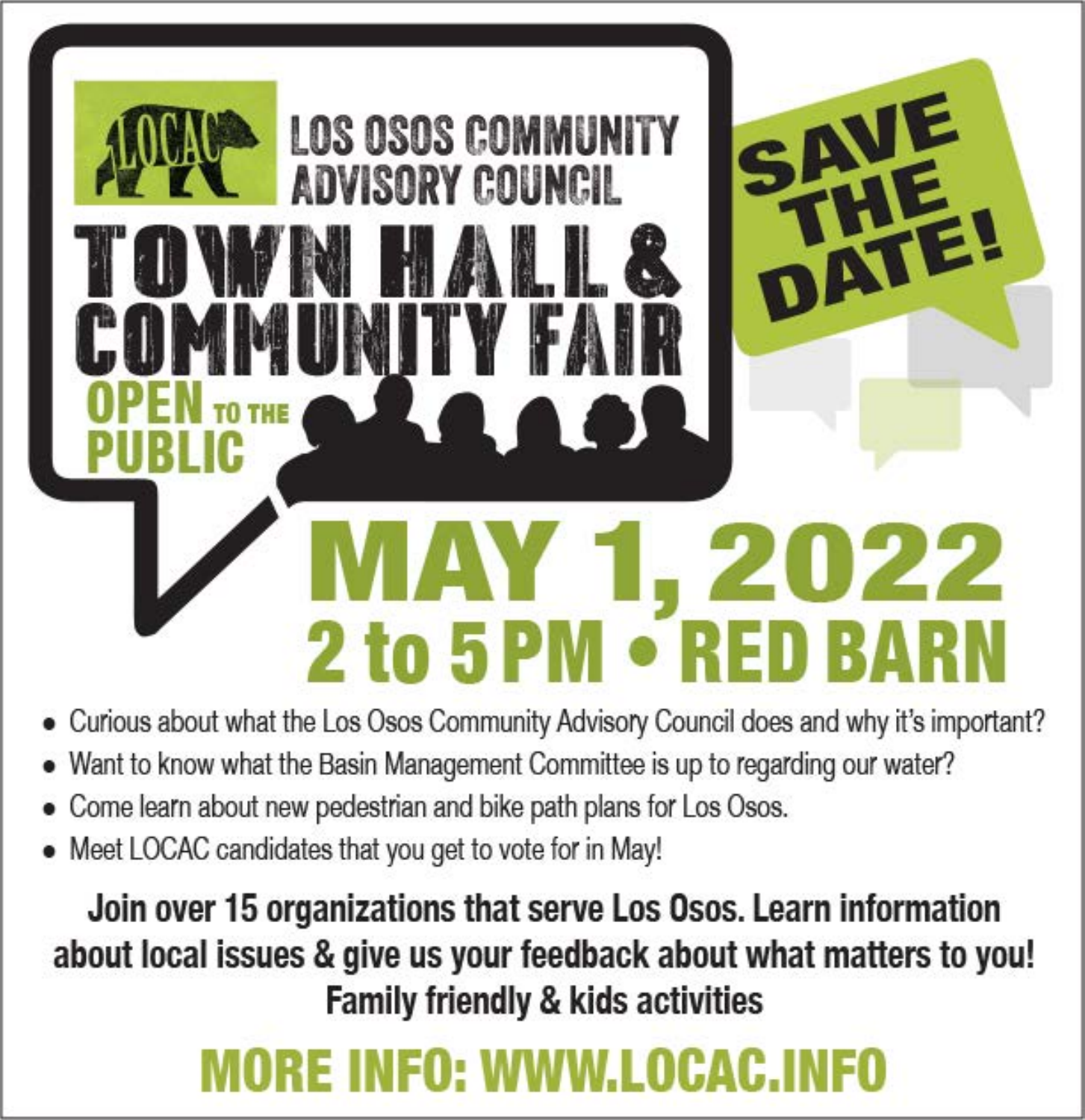LOCAC

LOS OSOS COMMUNITY ADVISORY COUNCIL

# TOWN HALL & COMMUNITY FAIR

OPEN TO THE PUBLIC

SAVE THE DATE!

## MAY 1, 2022

## 2 to 5 PM • RED BARN

- Curious about what the Los Osos Community Advisory Council does and why it's important?
- Want to know what the Basin Management Committee is up to regarding our water?
- Come learn about new pedestrian and bike path plans for Los Osos.
- Meet LOCAC candidates that you get to vote for in May!

**Join over 15 organizations that serve Los Osos. Learn information about local issues & give us your feedback about what matters to you!**

**Family friendly & kids activities**

## MORE INFO: WWW.LOCAC.INFO